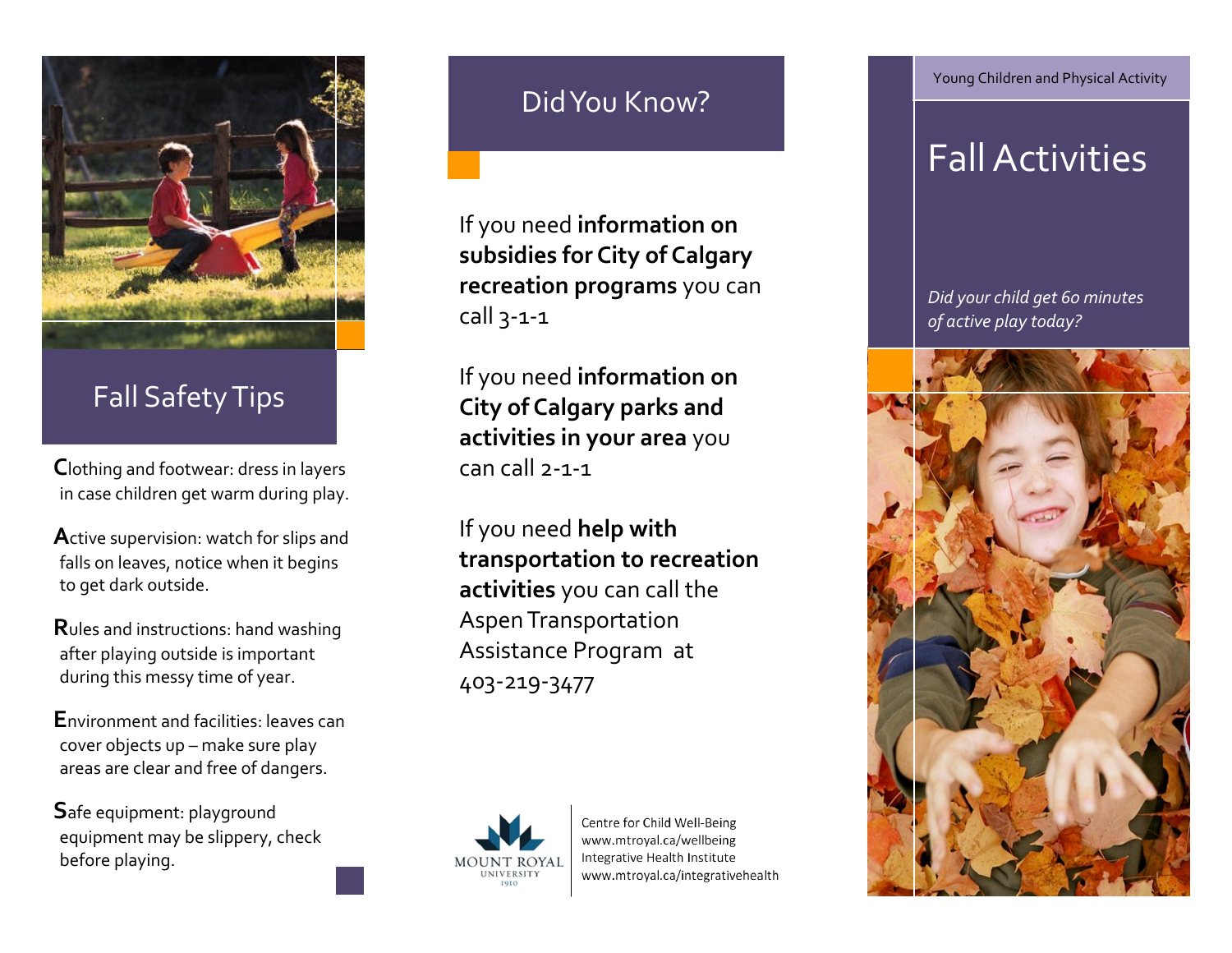## Fall Safety Tips

**C**lothing and footwear: dress in layers in case children get warm during play.

**A**ctive supervision: watch for slips and falls on leaves, notice when it begins to get dark outside.

**R**ules and instructions: hand washing after playing outside is important during this messy time of year.

**E**nvironment and facilities: leaves can cover objects up – make sure play areas are clear and free of dangers.

**S**afe equipment: playground equipment may be slippery, check before playing.

## Did You Know?

If you need **information on subsidies for City of Calgary recreation programs** you can call 3-1-1

If you need **information on City of Calgary parks and activities in your area** you can call 2-1-1

If you need **help with transportation to recreation activities** you can call the Aspen Transportation Assistance Program at 403-219-3477

MOUNT ROYAL UNIVERSITY 1910

Centre for Child Well-Being
www.mtroyal.ca/wellbeing
Integrative Health Institute
www.mtroyal.ca/integrativehealth

Young Children and Physical Activity

# Fall Activities

*Did your child get 60 minutes of active play today?*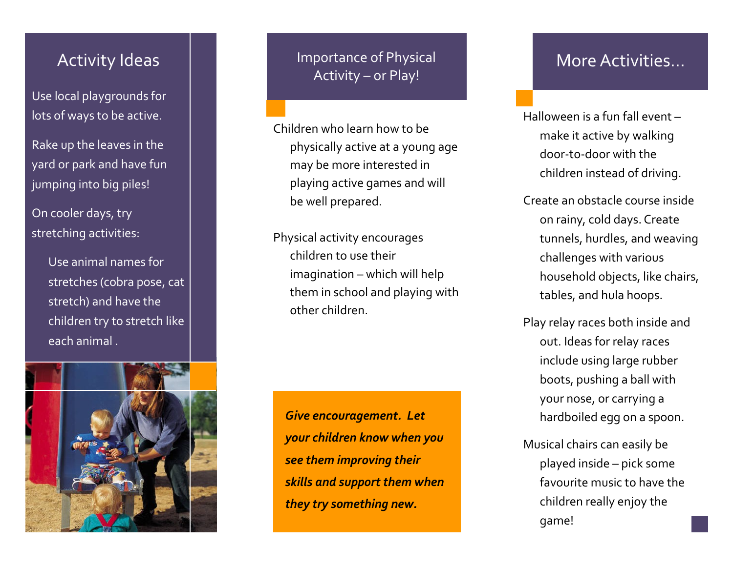## Activity Ideas

Use local playgrounds for lots of ways to be active.

Rake up the leaves in the yard or park and have fun jumping into big piles!

On cooler days, try stretching activities:

Use animal names for stretches (cobra pose, cat stretch) and have the children try to stretch like each animal .

## Importance of Physical Activity – or Play!

Children who learn how to be physically active at a young age may be more interested in playing active games and will be well prepared.

Physical activity encourages children to use their imagination – which will help them in school and playing with other children.

***Give encouragement. Let your children know when you see them improving their skills and support them when they try something new.***

## More Activities…

Halloween is a fun fall event – make it active by walking door-to-door with the children instead of driving.

Create an obstacle course inside on rainy, cold days. Create tunnels, hurdles, and weaving challenges with various household objects, like chairs, tables, and hula hoops.

Play relay races both inside and out. Ideas for relay races include using large rubber boots, pushing a ball with your nose, or carrying a hardboiled egg on a spoon.

Musical chairs can easily be played inside – pick some favourite music to have the children really enjoy the game!